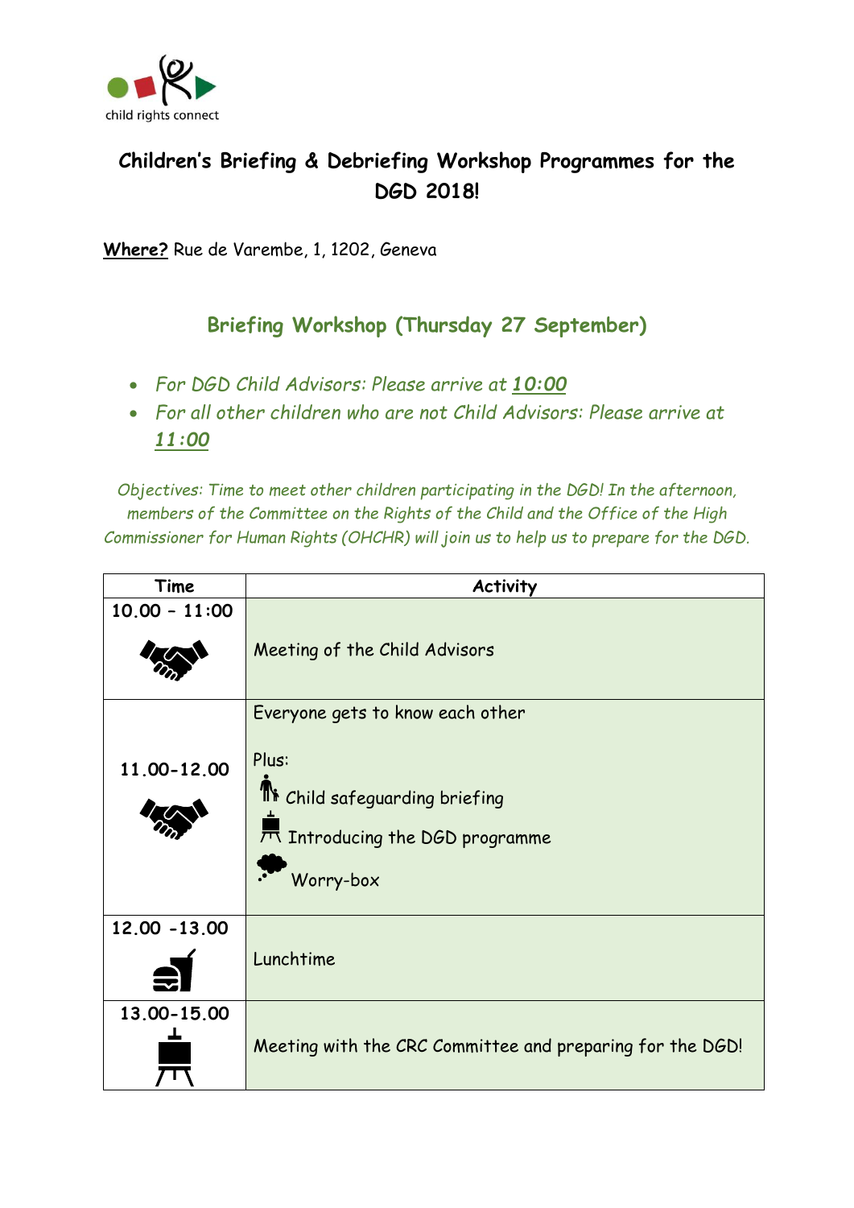child rights connect

# Children's Briefing & Debriefing Workshop Programmes for the DGD 2018!

**Where?** Rue de Varembe, 1, 1202, Geneva

## Briefing Workshop (Thursday 27 September)

- *For DGD Child Advisors: Please arrive at **10:00***
- *For all other children who are not Child Advisors: Please arrive at **11:00***

*Objectives: Time to meet other children participating in the DGD! In the afternoon, members of the Committee on the Rights of the Child and the Office of the High Commissioner for Human Rights (OHCHR) will join us to help us to prepare for the DGD.*

| Time | Activity |
|---|---|
| 10.00 – 11:00 | Meeting of the Child Advisors |
| 11.00-12.00 | Everyone gets to know each other<br><br>Plus:<br>Child safeguarding briefing<br>Introducing the DGD programme<br>Worry-box |
| 12.00 -13.00 | Lunchtime |
| 13.00-15.00 | Meeting with the CRC Committee and preparing for the DGD! |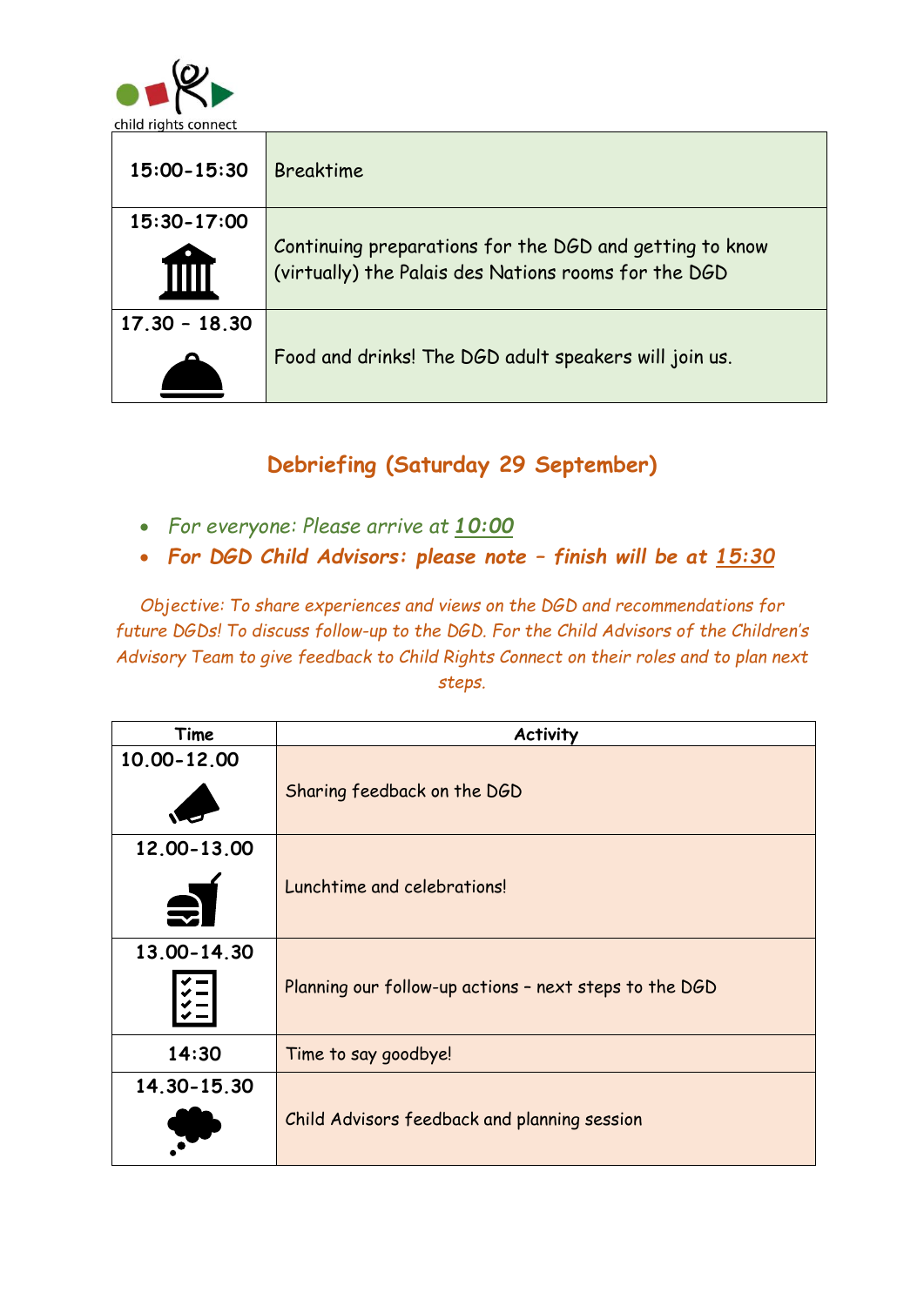| | |
|---|---|
| **15:00-15:30** | Breaktime |
| **15:30-17:00** | Continuing preparations for the DGD and getting to know (virtually) the Palais des Nations rooms for the DGD |
| **17.30 – 18.30** | Food and drinks! The DGD adult speakers will join us. |

## Debriefing (Saturday 29 September)

- *For everyone: Please arrive at **10:00***
- ***For DGD Child Advisors: please note – finish will be at 15:30***

*Objective: To share experiences and views on the DGD and recommendations for future DGDs! To discuss follow-up to the DGD. For the Child Advisors of the Children's Advisory Team to give feedback to Child Rights Connect on their roles and to plan next steps.*

| Time | Activity |
|---|---|
| **10.00-12.00** | Sharing feedback on the DGD |
| **12.00-13.00** | Lunchtime and celebrations! |
| **13.00-14.30** | Planning our follow-up actions – next steps to the DGD |
| **14:30** | Time to say goodbye! |
| **14.30-15.30** | Child Advisors feedback and planning session |